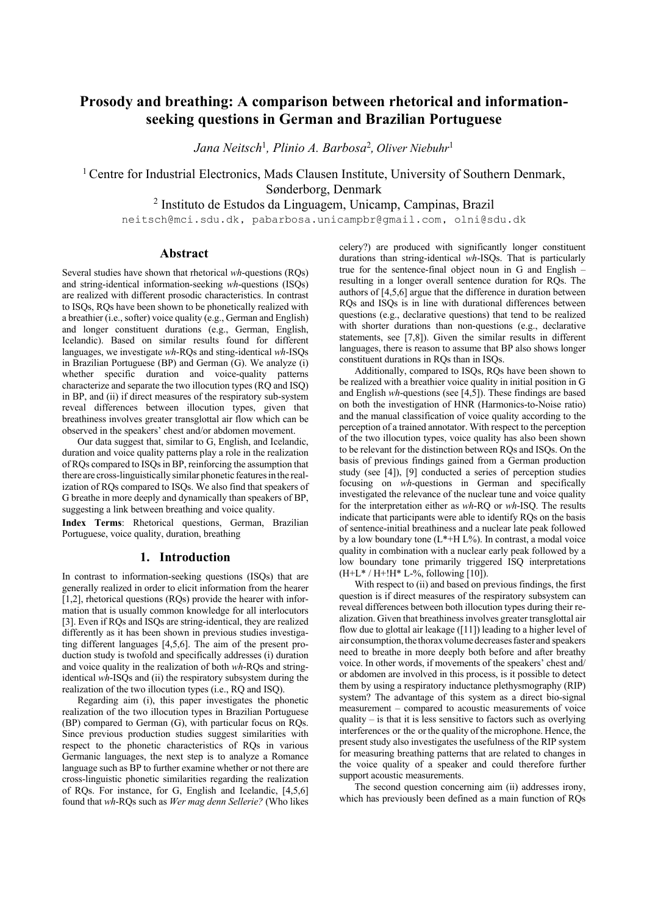# Prosody and breathing: A comparison between rhetorical and information-seeking questions in German and Brazilian Portuguese

*Jana Neitsch*[1], *Plinio A. Barbosa*[2], *Oliver Niebuhr*[1]

[1] Centre for Industrial Electronics, Mads Clausen Institute, University of Southern Denmark, Sønderborg, Denmark

[2] Instituto de Estudos da Linguagem, Unicamp, Campinas, Brazil

neitsch@mci.sdu.dk, pabarbosa.unicampbr@gmail.com, olni@sdu.dk

## Abstract

Several studies have shown that rhetorical *wh*-questions (RQs) and string-identical information-seeking *wh*-questions (ISQs) are realized with different prosodic characteristics. In contrast to ISQs, RQs have been shown to be phonetically realized with a breathier (i.e., softer) voice quality (e.g., German and English) and longer constituent durations (e.g., German, English, Icelandic). Based on similar results found for different languages, we investigate *wh*-RQs and sting-identical *wh*-ISQs in Brazilian Portuguese (BP) and German (G). We analyze (i) whether specific duration and voice-quality patterns characterize and separate the two illocution types (RQ and ISQ) in BP, and (ii) if direct measures of the respiratory sub-system reveal differences between illocution types, given that breathiness involves greater transglottal air flow which can be observed in the speakers' chest and/or abdomen movement.

Our data suggest that, similar to G, English, and Icelandic, duration and voice quality patterns play a role in the realization of RQs compared to ISQs in BP, reinforcing the assumption that there are cross-linguistically similar phonetic features in the realization of RQs compared to ISQs. We also find that speakers of G breathe in more deeply and dynamically than speakers of BP, suggesting a link between breathing and voice quality.

**Index Terms**: Rhetorical questions, German, Brazilian Portuguese, voice quality, duration, breathing

## 1. Introduction

In contrast to information-seeking questions (ISQs) that are generally realized in order to elicit information from the hearer [1,2], rhetorical questions (RQs) provide the hearer with information that is usually common knowledge for all interlocutors [3]. Even if RQs and ISQs are string-identical, they are realized differently as it has been shown in previous studies investigating different languages [4,5,6]. The aim of the present production study is twofold and specifically addresses (i) duration and voice quality in the realization of both *wh*-RQs and string-identical *wh*-ISQs and (ii) the respiratory subsystem during the realization of the two illocution types (i.e., RQ and ISQ).

Regarding aim (i), this paper investigates the phonetic realization of the two illocution types in Brazilian Portuguese (BP) compared to German (G), with particular focus on RQs. Since previous production studies suggest similarities with respect to the phonetic characteristics of RQs in various Germanic languages, the next step is to analyze a Romance language such as BP to further examine whether or not there are cross-linguistic phonetic similarities regarding the realization of RQs. For instance, for G, English and Icelandic, [4,5,6] found that *wh*-RQs such as *Wer mag denn Sellerie?* (Who likes celery?) are produced with significantly longer constituent durations than string-identical *wh*-ISQs. That is particularly true for the sentence-final object noun in G and English – resulting in a longer overall sentence duration for RQs. The authors of [4,5,6] argue that the difference in duration between RQs and ISQs is in line with durational differences between questions (e.g., declarative questions) that tend to be realized with shorter durations than non-questions (e.g., declarative statements, see [7,8]). Given the similar results in different languages, there is reason to assume that BP also shows longer constituent durations in RQs than in ISQs.

Additionally, compared to ISQs, RQs have been shown to be realized with a breathier voice quality in initial position in G and English *wh*-questions (see [4,5]). These findings are based on both the investigation of HNR (Harmonics-to-Noise ratio) and the manual classification of voice quality according to the perception of a trained annotator. With respect to the perception of the two illocution types, voice quality has also been shown to be relevant for the distinction between RQs and ISQs. On the basis of previous findings gained from a German production study (see [4]), [9] conducted a series of perception studies focusing on *wh*-questions in German and specifically investigated the relevance of the nuclear tune and voice quality for the interpretation either as *wh*-RQ or *wh*-ISQ. The results indicate that participants were able to identify RQs on the basis of sentence-initial breathiness and a nuclear late peak followed by a low boundary tone (L*+H L%). In contrast, a modal voice quality in combination with a nuclear early peak followed by a low boundary tone primarily triggered ISQ interpretations (H+L* / H+!H* L-%, following [10]).

With respect to (ii) and based on previous findings, the first question is if direct measures of the respiratory subsystem can reveal differences between both illocution types during their realization. Given that breathiness involves greater transglottal air flow due to glottal air leakage ([11]) leading to a higher level of air consumption, the thorax volume decreases faster and speakers need to breathe in more deeply both before and after breathy voice. In other words, if movements of the speakers' chest and/or abdomen are involved in this process, is it possible to detect them by using a respiratory inductance plethysmography (RIP) system? The advantage of this system as a direct bio-signal measurement – compared to acoustic measurements of voice quality – is that it is less sensitive to factors such as overlying interferences or the or the quality of the microphone. Hence, the present study also investigates the usefulness of the RIP system for measuring breathing patterns that are related to changes in the voice quality of a speaker and could therefore further support acoustic measurements.

The second question concerning aim (ii) addresses irony, which has previously been defined as a main function of RQs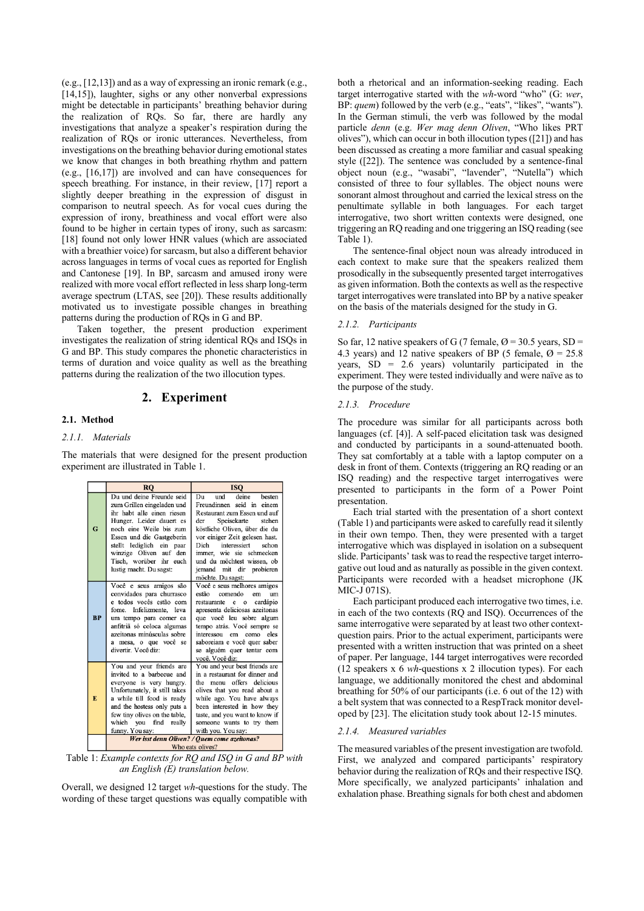(e.g., [12,13]) and as a way of expressing an ironic remark (e.g., [14,15]), laughter, sighs or any other nonverbal expressions might be detectable in participants' breathing behavior during the realization of RQs. So far, there are hardly any investigations that analyze a speaker's respiration during the realization of RQs or ironic utterances. Nevertheless, from investigations on the breathing behavior during emotional states we know that changes in both breathing rhythm and pattern (e.g., [16,17]) are involved and can have consequences for speech breathing. For instance, in their review, [17] report a slightly deeper breathing in the expression of disgust in comparison to neutral speech. As for vocal cues during the expression of irony, breathiness and vocal effort were also found to be higher in certain types of irony, such as sarcasm: [18] found not only lower HNR values (which are associated with a breathier voice) for sarcasm, but also a different behavior across languages in terms of vocal cues as reported for English and Cantonese [19]. In BP, sarcasm and amused irony were realized with more vocal effort reflected in less sharp long-term average spectrum (LTAS, see [20]). These results additionally motivated us to investigate possible changes in breathing patterns during the production of RQs in G and BP.

Taken together, the present production experiment investigates the realization of string identical RQs and ISQs in G and BP. This study compares the phonetic characteristics in terms of duration and voice quality as well as the breathing patterns during the realization of the two illocution types.

## 2. Experiment

### 2.1. Method

#### 2.1.1. Materials

The materials that were designed for the present production experiment are illustrated in Table 1.

| | RQ | ISQ |
|---|---|---|
| G | Du und deine Freunde seid zum Grillen eingeladen und ihr habt alle einen riesen Hunger. Leider dauert es noch eine Weile bis zum Essen und die Gastgeberin stellt lediglich ein paar winzige Oliven auf den Tisch, worüber ihr euch lustig macht. Du sagst: | Du und deine besten Freundinnen seid in einem Restaurant zum Essen und auf der Speisekarte stehen köstliche Oliven, über die du vor einiger Zeit gelesen hast. Dich interessiert schon immer, wie sie schmecken und du möchtest wissen, ob jemand mit dir probieren möchte. Du sagst: |
| BP | Você e seus amigos são convidados para churrasco e todos vocês estão com fome. Infelizmente, leva um tempo para comer ea anfitriã só coloca algumas azeitonas minúsculas sobre a mesa, o que você se divertir. Você diz: | Você e seus melhores amigos estão comendo em um restaurante e o cardápio apresenta deliciosas azeitonas que você leu sobre algum tempo atrás. Você sempre se interessou em como eles saboreiam e você quer saber se alguém quer tentar com você. Você diz: |
| E | You and your friends are invited to a barbecue and everyone is very hungry. Unfortunately, it still takes a while till food is ready and the hostess only puts a few tiny olives on the table, which you find really funny. You say: | You and your best friends are in a restaurant for dinner and the menu offers delicious olives that you read about a while ago. You have always been interested in how they taste, and you want to know if someone wants to try them with you. You say: |
| | ***Wer isst denn Oliven? / Quem come azeitonas?*** Who eats olives? | |

Table 1: *Example contexts for RQ and ISQ in G and BP with an English (E) translation below.*

Overall, we designed 12 target *wh*-questions for the study. The wording of these target questions was equally compatible with both a rhetorical and an information-seeking reading. Each target interrogative started with the *wh*-word "who" (G: *wer*, BP: *quem*) followed by the verb (e.g., "eats", "likes", "wants"). In the German stimuli, the verb was followed by the modal particle *denn* (e.g. *Wer mag denn Oliven*, "Who likes PRT olives"), which can occur in both illocution types ([21]) and has been discussed as creating a more familiar and casual speaking style ([22]). The sentence was concluded by a sentence-final object noun (e.g., "wasabi", "lavender", "Nutella") which consisted of three to four syllables. The object nouns were sonorant almost throughout and carried the lexical stress on the penultimate syllable in both languages. For each target interrogative, two short written contexts were designed, one triggering an RQ reading and one triggering an ISQ reading (see Table 1).

The sentence-final object noun was already introduced in each context to make sure that the speakers realized them prosodically in the subsequently presented target interrogatives as given information. Both the contexts as well as the respective target interrogatives were translated into BP by a native speaker on the basis of the materials designed for the study in G.

#### 2.1.2. Participants

So far, 12 native speakers of G (7 female, Ø = 30.5 years, SD = 4.3 years) and 12 native speakers of BP (5 female, Ø = 25.8 years, SD = 2.6 years) voluntarily participated in the experiment. They were tested individually and were naïve as to the purpose of the study.

#### 2.1.3. Procedure

The procedure was similar for all participants across both languages (cf. [4)]. A self-paced elicitation task was designed and conducted by participants in a sound-attenuated booth. They sat comfortably at a table with a laptop computer on a desk in front of them. Contexts (triggering an RQ reading or an ISQ reading) and the respective target interrogatives were presented to participants in the form of a Power Point presentation.

Each trial started with the presentation of a short context (Table 1) and participants were asked to carefully read it silently in their own tempo. Then, they were presented with a target interrogative which was displayed in isolation on a subsequent slide. Participants' task was to read the respective target interrogative out loud and as naturally as possible in the given context. Participants were recorded with a headset microphone (JK MIC-J 071S).

Each participant produced each interrogative two times, i.e. in each of the two contexts (RQ and ISQ). Occurrences of the same interrogative were separated by at least two other context-question pairs. Prior to the actual experiment, participants were presented with a written instruction that was printed on a sheet of paper. Per language, 144 target interrogatives were recorded (12 speakers x 6 *wh*-questions x 2 illocution types). For each language, we additionally monitored the chest and abdominal breathing for 50% of our participants (i.e. 6 out of the 12) with a belt system that was connected to a RespTrack monitor developed by [23]. The elicitation study took about 12-15 minutes.

#### 2.1.4. Measured variables

The measured variables of the present investigation are twofold. First, we analyzed and compared participants' respiratory behavior during the realization of RQs and their respective ISQ. More specifically, we analyzed participants' inhalation and exhalation phase. Breathing signals for both chest and abdomen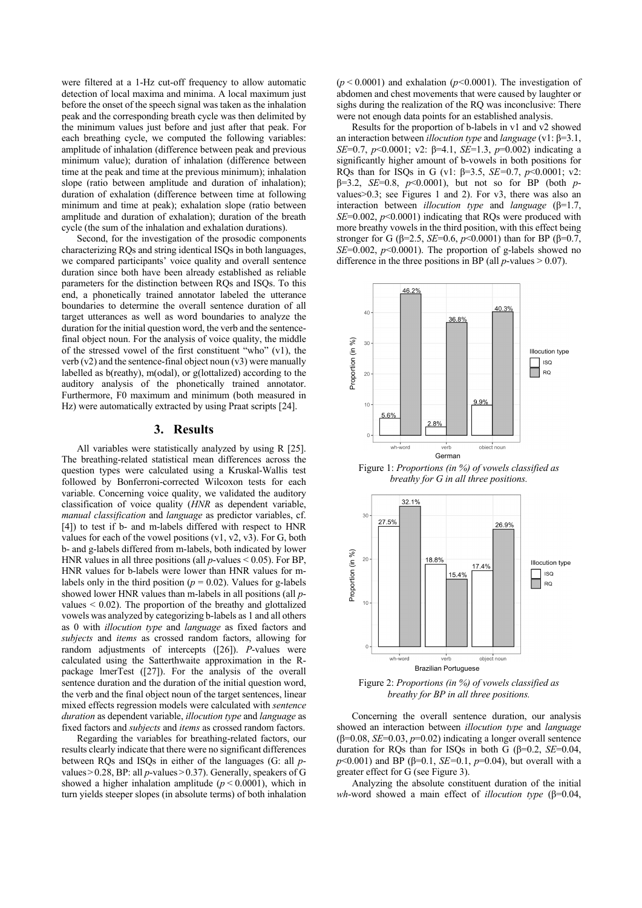were filtered at a 1-Hz cut-off frequency to allow automatic detection of local maxima and minima. A local maximum just before the onset of the speech signal was taken as the inhalation peak and the corresponding breath cycle was then delimited by the minimum values just before and just after that peak. For each breathing cycle, we computed the following variables: amplitude of inhalation (difference between peak and previous minimum value); duration of inhalation (difference between time at the peak and time at the previous minimum); inhalation slope (ratio between amplitude and duration of inhalation); duration of exhalation (difference between time at following minimum and time at peak); exhalation slope (ratio between amplitude and duration of exhalation); duration of the breath cycle (the sum of the inhalation and exhalation durations).

Second, for the investigation of the prosodic components characterizing RQs and string identical ISQs in both languages, we compared participants' voice quality and overall sentence duration since both have been already established as reliable parameters for the distinction between RQs and ISQs. To this end, a phonetically trained annotator labeled the utterance boundaries to determine the overall sentence duration of all target utterances as well as word boundaries to analyze the duration for the initial question word, the verb and the sentence-final object noun. For the analysis of voice quality, the middle of the stressed vowel of the first constituent "who" (v1), the verb (v2) and the sentence-final object noun (v3) were manually labelled as b(reathy), m(odal), or g(lottalized) according to the auditory analysis of the phonetically trained annotator. Furthermore, F0 maximum and minimum (both measured in Hz) were automatically extracted by using Praat scripts [24].

## 3. Results

All variables were statistically analyzed by using R [25]. The breathing-related statistical mean differences across the question types were calculated using a Kruskal-Wallis test followed by Bonferroni-corrected Wilcoxon tests for each variable. Concerning voice quality, we validated the auditory classification of voice quality (*HNR* as dependent variable, *manual classification* and *language* as predictor variables, cf. [4]) to test if b- and m-labels differed with respect to HNR values for each of the vowel positions (v1, v2, v3). For G, both b- and g-labels differed from m-labels, both indicated by lower HNR values in all three positions (all *p*-values $< 0.05$). For BP, HNR values for b-labels were lower than HNR values for m-labels only in the third position ($p = 0.02$). Values for g-labels showed lower HNR values than m-labels in all positions (all *p*-values $< 0.02$). The proportion of the breathy and glottalized vowels was analyzed by categorizing b-labels as 1 and all others as 0 with *illocution type* and *language* as fixed factors and *subjects* and *items* as crossed random factors, allowing for random adjustments of intercepts ([26]). *P*-values were calculated using the Satterthwaite approximation in the R-package lmerTest ([27]). For the analysis of the overall sentence duration and the duration of the initial question word, the verb and the final object noun of the target sentences, linear mixed effects regression models were calculated with *sentence duration* as dependent variable, *illocution type* and *language* as fixed factors and *subjects* and *items* as crossed random factors.

Regarding the variables for breathing-related factors, our results clearly indicate that there were no significant differences between RQs and ISQs in either of the languages (G: all *p*-values $> 0.28$, BP: all *p*-values $> 0.37$). Generally, speakers of G showed a higher inhalation amplitude ($p < 0.0001$), which in turn yields steeper slopes (in absolute terms) of both inhalation ($p < 0.0001$) and exhalation ($p < 0.0001$). The investigation of abdomen and chest movements that were caused by laughter or sighs during the realization of the RQ was inconclusive: There were not enough data points for an established analysis.

Results for the proportion of b-labels in v1 and v2 showed an interaction between *illocution type* and *language* (v1: $\beta=3.1$, $SE=0.7$, $p<0.0001$; v2: $\beta=4.1$, $SE=1.3$, $p=0.002$) indicating a significantly higher amount of b-vowels in both positions for RQs than for ISQs in G (v1: $\beta=3.5$, $SE=0.7$, $p<0.0001$; v2: $\beta=3.2$, $SE=0.8$, $p<0.0001$), but not so for BP (both *p*-values$>0.3$; see Figures 1 and 2). For v3, there was also an interaction between *illocution type* and *language* ($\beta=1.7$, $SE=0.002$, $p<0.0001$) indicating that RQs were produced with more breathy vowels in the third position, with this effect being stronger for G ($\beta=2.5$, $SE=0.6$, $p<0.0001$) than for BP ($\beta=0.7$, $SE=0.002$, $p<0.0001$). The proportion of g-labels showed no difference in the three positions in BP (all *p*-values $> 0.07$).

Figure 1: *Proportions (in %) of vowels classified as breathy for G in all three positions.*

Figure 2: *Proportions (in %) of vowels classified as breathy for BP in all three positions.*

Concerning the overall sentence duration, our analysis showed an interaction between *illocution type* and *language* ($\beta=0.08$, $SE=0.03$, $p=0.02$) indicating a longer overall sentence duration for RQs than for ISQs in both G ($\beta=0.2$, $SE=0.04$, $p<0.001$) and BP ($\beta=0.1$, $SE=0.1$, $p=0.04$), but overall with a greater effect for G (see Figure 3).

Analyzing the absolute constituent duration of the initial *wh*-word showed a main effect of *illocution type* ($\beta=0.04$,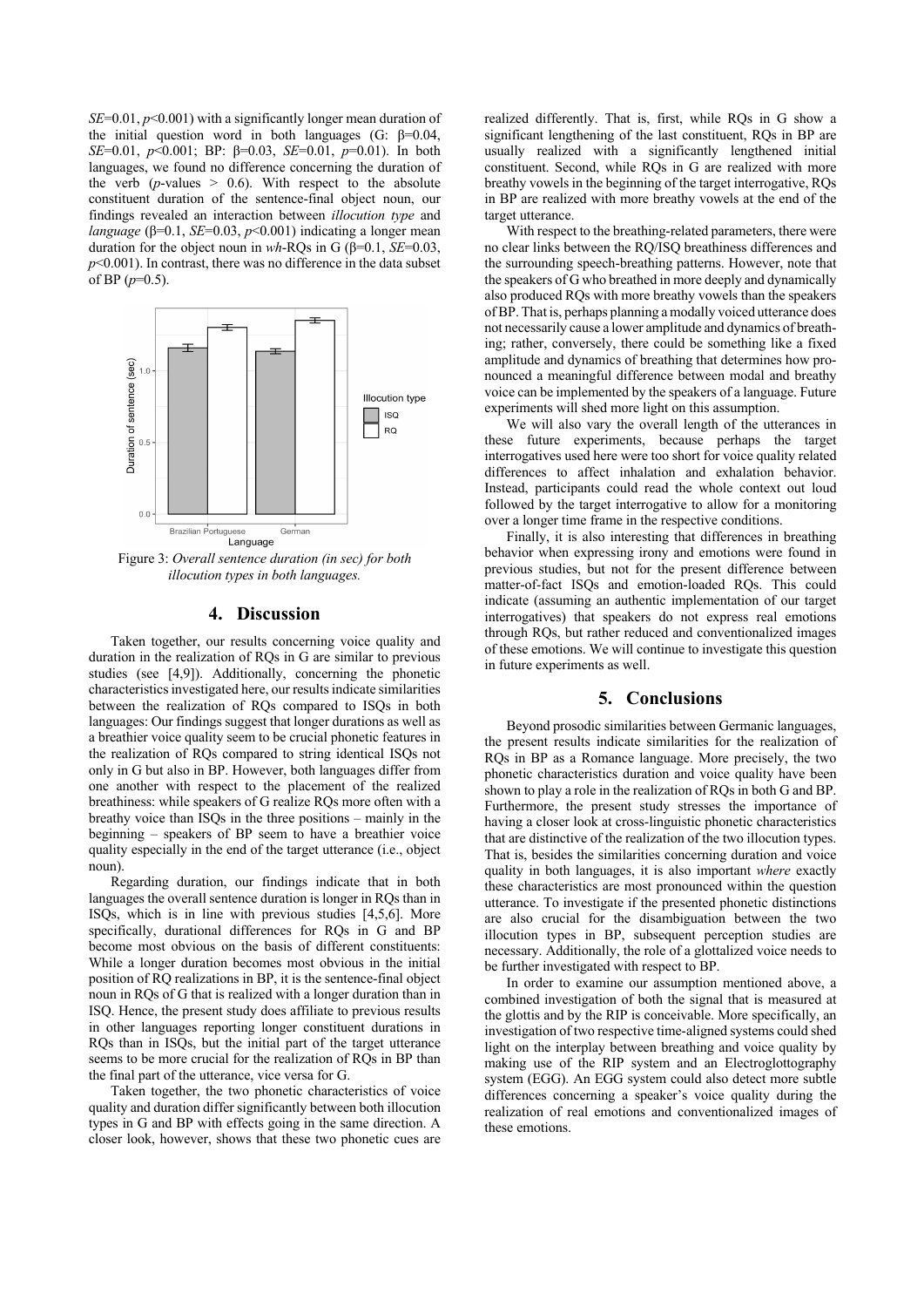$SE$=0.01, $p$<0.001) with a significantly longer mean duration of the initial question word in both languages (G: β=0.04, $SE$=0.01, $p$<0.001; BP: β=0.03, $SE$=0.01, $p$=0.01). In both languages, we found no difference concerning the duration of the verb ($p$-values > 0.6). With respect to the absolute constituent duration of the sentence-final object noun, our findings revealed an interaction between *illocution type* and *language* (β=0.1, $SE$=0.03, $p$<0.001) indicating a longer mean duration for the object noun in *wh*-RQs in G (β=0.1, $SE$=0.03, $p$<0.001). In contrast, there was no difference in the data subset of BP ($p$=0.5).

Figure 3: *Overall sentence duration (in sec) for both illocution types in both languages.*

## 4. Discussion

Taken together, our results concerning voice quality and duration in the realization of RQs in G are similar to previous studies (see [4,9]). Additionally, concerning the phonetic characteristics investigated here, our results indicate similarities between the realization of RQs compared to ISQs in both languages: Our findings suggest that longer durations as well as a breathier voice quality seem to be crucial phonetic features in the realization of RQs compared to string identical ISQs not only in G but also in BP. However, both languages differ from one another with respect to the placement of the realized breathiness: while speakers of G realize RQs more often with a breathy voice than ISQs in the three positions – mainly in the beginning – speakers of BP seem to have a breathier voice quality especially in the end of the target utterance (i.e., object noun).

Regarding duration, our findings indicate that in both languages the overall sentence duration is longer in RQs than in ISQs, which is in line with previous studies [4,5,6]. More specifically, durational differences for RQs in G and BP become most obvious on the basis of different constituents: While a longer duration becomes most obvious in the initial position of RQ realizations in BP, it is the sentence-final object noun in RQs of G that is realized with a longer duration than in ISQ. Hence, the present study does affiliate to previous results in other languages reporting longer constituent durations in RQs than in ISQs, but the initial part of the target utterance seems to be more crucial for the realization of RQs in BP than the final part of the utterance, vice versa for G.

Taken together, the two phonetic characteristics of voice quality and duration differ significantly between both illocution types in G and BP with effects going in the same direction. A closer look, however, shows that these two phonetic cues are realized differently. That is, first, while RQs in G show a significant lengthening of the last constituent, RQs in BP are usually realized with a significantly lengthened initial constituent. Second, while RQs in G are realized with more breathy vowels in the beginning of the target interrogative, RQs in BP are realized with more breathy vowels at the end of the target utterance.

With respect to the breathing-related parameters, there were no clear links between the RQ/ISQ breathiness differences and the surrounding speech-breathing patterns. However, note that the speakers of G who breathed in more deeply and dynamically also produced RQs with more breathy vowels than the speakers of BP. That is, perhaps planning a modally voiced utterance does not necessarily cause a lower amplitude and dynamics of breathing; rather, conversely, there could be something like a fixed amplitude and dynamics of breathing that determines how pronounced a meaningful difference between modal and breathy voice can be implemented by the speakers of a language. Future experiments will shed more light on this assumption.

We will also vary the overall length of the utterances in these future experiments, because perhaps the target interrogatives used here were too short for voice quality related differences to affect inhalation and exhalation behavior. Instead, participants could read the whole context out loud followed by the target interrogative to allow for a monitoring over a longer time frame in the respective conditions.

Finally, it is also interesting that differences in breathing behavior when expressing irony and emotions were found in previous studies, but not for the present difference between matter-of-fact ISQs and emotion-loaded RQs. This could indicate (assuming an authentic implementation of our target interrogatives) that speakers do not express real emotions through RQs, but rather reduced and conventionalized images of these emotions. We will continue to investigate this question in future experiments as well.

## 5. Conclusions

Beyond prosodic similarities between Germanic languages, the present results indicate similarities for the realization of RQs in BP as a Romance language. More precisely, the two phonetic characteristics duration and voice quality have been shown to play a role in the realization of RQs in both G and BP. Furthermore, the present study stresses the importance of having a closer look at cross-linguistic phonetic characteristics that are distinctive of the realization of the two illocution types. That is, besides the similarities concerning duration and voice quality in both languages, it is also important *where* exactly these characteristics are most pronounced within the question utterance. To investigate if the presented phonetic distinctions are also crucial for the disambiguation between the two illocution types in BP, subsequent perception studies are necessary. Additionally, the role of a glottalized voice needs to be further investigated with respect to BP.

In order to examine our assumption mentioned above, a combined investigation of both the signal that is measured at the glottis and by the RIP is conceivable. More specifically, an investigation of two respective time-aligned systems could shed light on the interplay between breathing and voice quality by making use of the RIP system and an Electroglottography system (EGG). An EGG system could also detect more subtle differences concerning a speaker's voice quality during the realization of real emotions and conventionalized images of these emotions.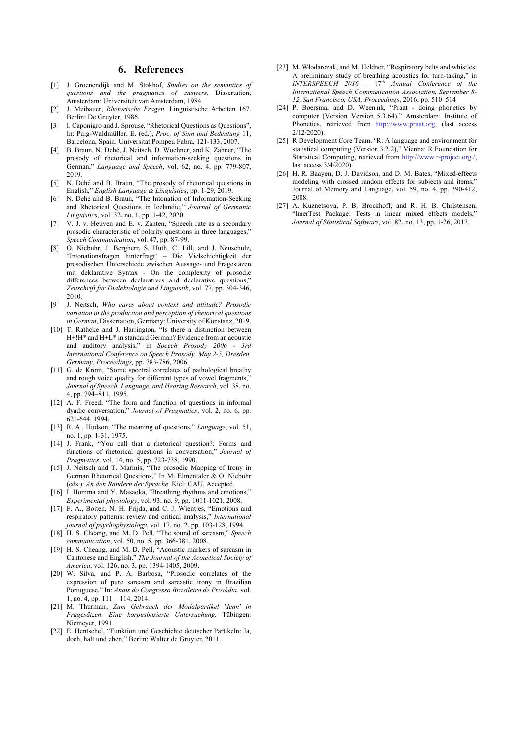# 6. References

[1] J. Groenendijk and M. Stokhof, *Studies on the semantics of questions and the pragmatics of answers,* Dissertation, Amsterdam: Universiteit van Amsterdam, 1984.

[2] J. Meibauer, *Rhetorische Fragen.* Linguistische Arbeiten 167. Berlin: De Gruyter, 1986.

[3] I. Caponigro and J. Sprouse, "Rhetorical Questions as Questions", In: Puig-Waldmüller, E. (ed.), *Proc. of Sinn und Bedeutung* 11, Barcelona, Spain: Universitat Pompeu Fabra, 121-133, 2007.

[4] B. Braun, N. Dehé, J. Neitsch, D. Wochner, and K. Zahner, "The prosody of rhetorical and information-seeking questions in German," *Language and Speech*, vol. 62, no. 4, pp. 779-807, 2019.

[5] N. Dehé and B. Braun, "The prosody of rhetorical questions in English," *English Language & Linguistics*, pp. 1-29, 2019.

[6] N. Dehé and B. Braun, "The Intonation of Information-Seeking and Rhetorical Questions in Icelandic," *Journal of Germanic Linguistics*, vol. 32, no. 1, pp. 1-42, 2020.

[7] V. J. v. Heuven and E. v. Zanten, "Speech rate as a secondary prosodic characteristic of polarity questions in three languages," *Speech Communication*, vol. 47, pp. 87-99.

[8] O. Niebuhr, J. Bergherr, S. Huth, C. Lill, and J. Neuschulz, "Intonationsfragen hinterfragt! – Die Vielschichtigkeit der prosodischen Unterschiede zwischen Aussage- und Fragestäzen mit deklarativer Syntax - On the complexity of prosodic differences between declaratives and declarative questions," *Zeitschrift für Dialektologie und Linguistik*, vol. 77, pp. 304-346, 2010.

[9] J. Neitsch, *Who cares about context and attitude? Prosodic variation in the production and perception of rhetorical questions in German*, Dissertation, Germany: University of Konstanz, 2019.

[10] T. Rathcke and J. Harrington, "Is there a distinction between H+!H\* and H+L\* in standard German? Evidence from an acoustic and auditory analysis," in *Speech Prosody 2006 - 3rd International Conference on Speech Prosody, May 2-5, Dresden, Germany, Proceedings,* pp. 783-786, 2006.

[11] G. de Krom, "Some spectral correlates of pathological breathy and rough voice quality for different types of vowel fragments," *Journal of Speech, Language, and Hearing Research*, vol. 38, no. 4, pp. 794–811, 1995.

[12] A. F. Freed, "The form and function of questions in informal dyadic conversation," *Journal of Pragmatics*, vol. 2, no. 6, pp. 621-644, 1994.

[13] R. A., Hudson, "The meaning of questions," *Language*, vol. 51, no. 1, pp. 1-31, 1975.

[14] J. Frank, "You call that a rhetorical question?: Forms and functions of rhetorical questions in conversation," *Journal of Pragmatics*, vol. 14, no. 5, pp. 723-738, 1990.

[15] J. Neitsch and T. Marinis, "The prosodic Mapping of Irony in German Rhetorical Questions," In M. Elmentaler & O. Niebuhr (eds.): *An den Rändern der Sprache*. Kiel: CAU. Accepted.

[16] I. Homma and Y. Masaoka, "Breathing rhythms and emotions," *Experimental physiology*, vol. 93, no. 9, pp. 1011-1021, 2008.

[17] F. A., Boiten, N. H. Frijda, and C. J. Wientjes, "Emotions and respiratory patterns: review and critical analysis," *International journal of psychophysiology*, vol. 17, no. 2, pp. 103-128, 1994.

[18] H. S. Cheang, and M. D. Pell, "The sound of sarcasm," *Speech communication*, vol. 50, no. 5, pp. 366-381, 2008.

[19] H. S. Cheang, and M. D. Pell, "Acoustic markers of sarcasm in Cantonese and English," *The Journal of the Acoustical Society of America*, vol. 126, no. 3, pp. 1394-1405, 2009.

[20] W. Silva, and P. A. Barbosa, "Prosodic correlates of the expression of pure sarcasm and sarcastic irony in Brazilian Portuguese," In: *Anais do Congresso Brasileiro de Prosódia*, vol. 1, no. 4, pp. 111 – 114, 2014.

[21] M. Thurmair, *Zum Gebrauch der Modalpartikel 'denn' in Fragesätzen. Eine korpusbasierte Untersuchung.* Tübingen: Niemeyer, 1991.

[22] E. Hentschel, "Funktion und Geschichte deutscher Partikeln: Ja, doch, halt und eben," Berlin: Walter de Gruyter, 2011.

[23] M. Włodarczak, and M. Heldner, "Respiratory belts and whistles: A preliminary study of breathing acoustics for turn-taking," in *INTERSPEECH 2016 – 17th Annual Conference of the International Speech Communication Association, September 8-12, San Francisco, USA, Proceedings*, 2016, pp. 510–514

[24] P. Boersma, and D. Weenink, "Praat - doing phonetics by computer (Version Version 5.3.64)," Amsterdam: Institute of Phonetics, retrieved from http://www.praat.org, (last access 2/12/2020).

[25] R Development Core Team. "R: A language and environment for statistical computing (Version 3.2.2)," Vienna: R Foundation for Statistical Computing, retrieved from http://www.r-project.org./, last access 3/4/2020).

[26] H. R. Baayen, D. J. Davidson, and D. M. Bates, "Mixed-effects modeling with crossed random effects for subjects and items," Journal of Memory and Language, vol. 59, no. 4, pp. 390-412, 2008.

[27] A. Kuznetsova, P. B. Brockhoff, and R. H. B. Christensen, "lmerTest Package: Tests in linear mixed effects models," *Journal of Statistical Software*, vol. 82, no. 13, pp. 1-26, 2017.